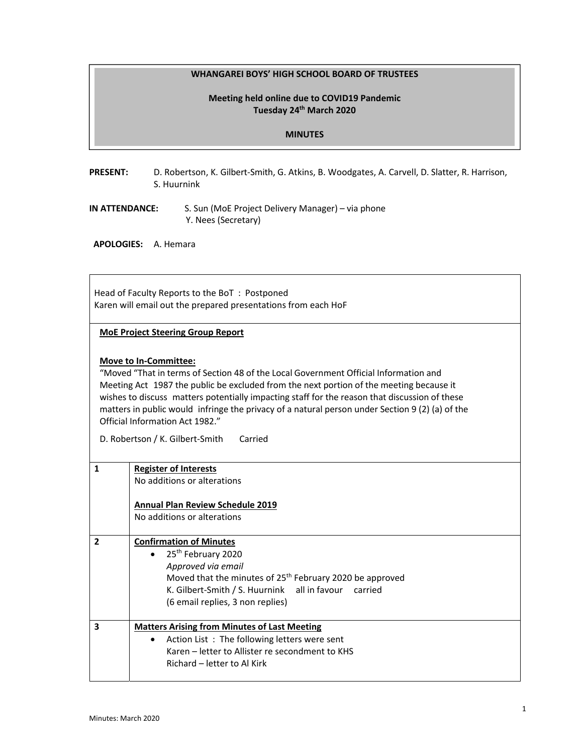# WHANGAREI BOYS' HIGH SCHOOL BOARD OF TRUSTEES

**Meeting held online due to COVID19 Pandemic**
**Tuesday 24th March 2020**

**MINUTES**

**PRESENT:** D. Robertson, K. Gilbert-Smith, G. Atkins, B. Woodgates, A. Carvell, D. Slatter, R. Harrison, S. Huurnink

**IN ATTENDANCE:** S. Sun (MoE Project Delivery Manager) – via phone
Y. Nees (Secretary)

**APOLOGIES:** A. Hemara

Head of Faculty Reports to the BoT : Postponed
Karen will email out the prepared presentations from each HoF

**MoE Project Steering Group Report**

**Move to In-Committee:**
"Moved "That in terms of Section 48 of the Local Government Official Information and Meeting Act 1987 the public be excluded from the next portion of the meeting because it wishes to discuss matters potentially impacting staff for the reason that discussion of these matters in public would infringe the privacy of a natural person under Section 9 (2) (a) of the Official Information Act 1982."

D. Robertson / K. Gilbert-Smith Carried

| | |
|---|---|
| 1 | **Register of Interests**<br>No additions or alterations<br><br>**Annual Plan Review Schedule 2019**<br>No additions or alterations |
| 2 | **Confirmation of Minutes**<br>• 25th February 2020<br>*Approved via email*<br>Moved that the minutes of 25th February 2020 be approved<br>K. Gilbert-Smith / S. Huurnink all in favour carried<br>(6 email replies, 3 non replies) |
| 3 | **Matters Arising from Minutes of Last Meeting**<br>• Action List : The following letters were sent<br>Karen – letter to Allister re secondment to KHS<br>Richard – letter to Al Kirk |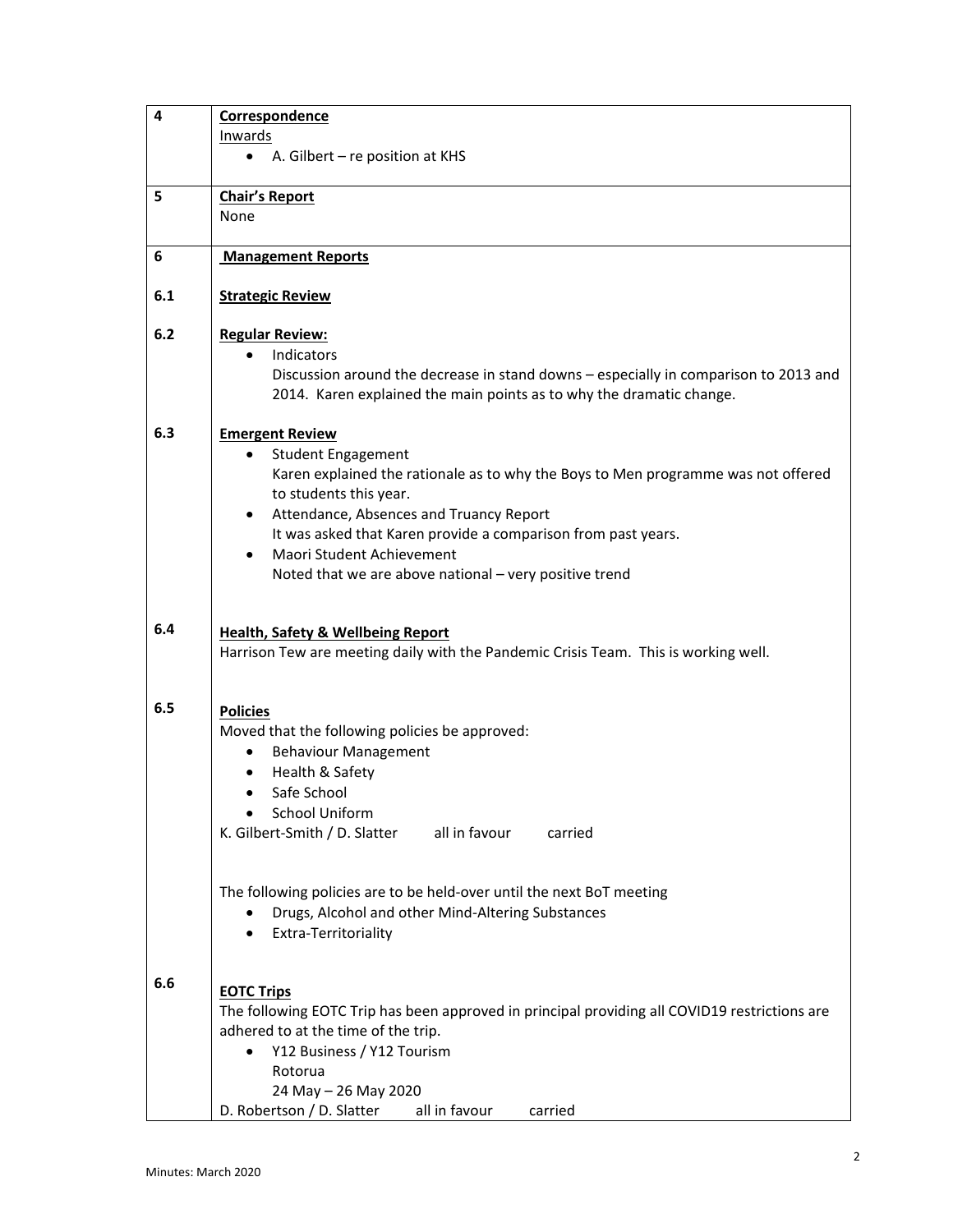| | |
|---|---|
| 4 | **Correspondence**<br>Inwards<br>• A. Gilbert – re position at KHS |
| 5 | **Chair's Report**<br>None |
| 6 | **Management Reports** |
| 6.1 | **Strategic Review** |
| 6.2 | **Regular Review:**<br>• Indicators<br>Discussion around the decrease in stand downs – especially in comparison to 2013 and 2014. Karen explained the main points as to why the dramatic change. |
| 6.3 | **Emergent Review**<br>• Student Engagement<br>Karen explained the rationale as to why the Boys to Men programme was not offered to students this year.<br>• Attendance, Absences and Truancy Report<br>It was asked that Karen provide a comparison from past years.<br>• Maori Student Achievement<br>Noted that we are above national – very positive trend |
| 6.4 | **Health, Safety & Wellbeing Report**<br>Harrison Tew are meeting daily with the Pandemic Crisis Team. This is working well. |
| 6.5 | **Policies**<br>Moved that the following policies be approved:<br>• Behaviour Management<br>• Health & Safety<br>• Safe School<br>• School Uniform<br>K. Gilbert-Smith / D. Slatter all in favour carried<br><br>The following policies are to be held-over until the next BoT meeting<br>• Drugs, Alcohol and other Mind-Altering Substances<br>• Extra-Territoriality |
| 6.6 | **EOTC Trips**<br>The following EOTC Trip has been approved in principal providing all COVID19 restrictions are adhered to at the time of the trip.<br>• Y12 Business / Y12 Tourism<br>Rotorua<br>24 May – 26 May 2020<br>D. Robertson / D. Slatter all in favour carried |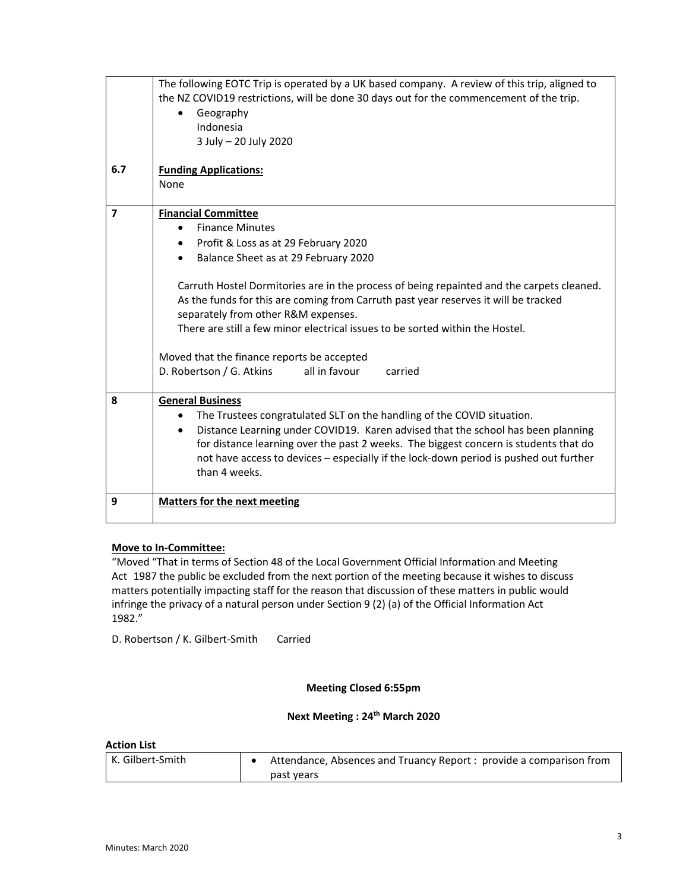| | |
|---|---|
| | The following EOTC Trip is operated by a UK based company. A review of this trip, aligned to the NZ COVID19 restrictions, will be done 30 days out for the commencement of the trip.<br>• Geography<br>Indonesia<br>3 July – 20 July 2020 |
| 6.7 | **Funding Applications:**<br>None |
| 7 | **Financial Committee**<br>• Finance Minutes<br>• Profit & Loss as at 29 February 2020<br>• Balance Sheet as at 29 February 2020<br><br>Carruth Hostel Dormitories are in the process of being repainted and the carpets cleaned. As the funds for this are coming from Carruth past year reserves it will be tracked separately from other R&M expenses.<br>There are still a few minor electrical issues to be sorted within the Hostel.<br><br>Moved that the finance reports be accepted<br>D. Robertson / G. Atkins all in favour carried |
| 8 | **General Business**<br>• The Trustees congratulated SLT on the handling of the COVID situation.<br>• Distance Learning under COVID19. Karen advised that the school has been planning for distance learning over the past 2 weeks. The biggest concern is students that do not have access to devices – especially if the lock-down period is pushed out further than 4 weeks. |
| 9 | **Matters for the next meeting** |

**Move to In-Committee:**

"Moved "That in terms of Section 48 of the Local Government Official Information and Meeting Act 1987 the public be excluded from the next portion of the meeting because it wishes to discuss matters potentially impacting staff for the reason that discussion of these matters in public would infringe the privacy of a natural person under Section 9 (2) (a) of the Official Information Act 1982."

D. Robertson / K. Gilbert-Smith Carried

**Meeting Closed 6:55pm**

**Next Meeting : 24th March 2020**

**Action List**

| | |
|---|---|
| K. Gilbert-Smith | • Attendance, Absences and Truancy Report : provide a comparison from past years |